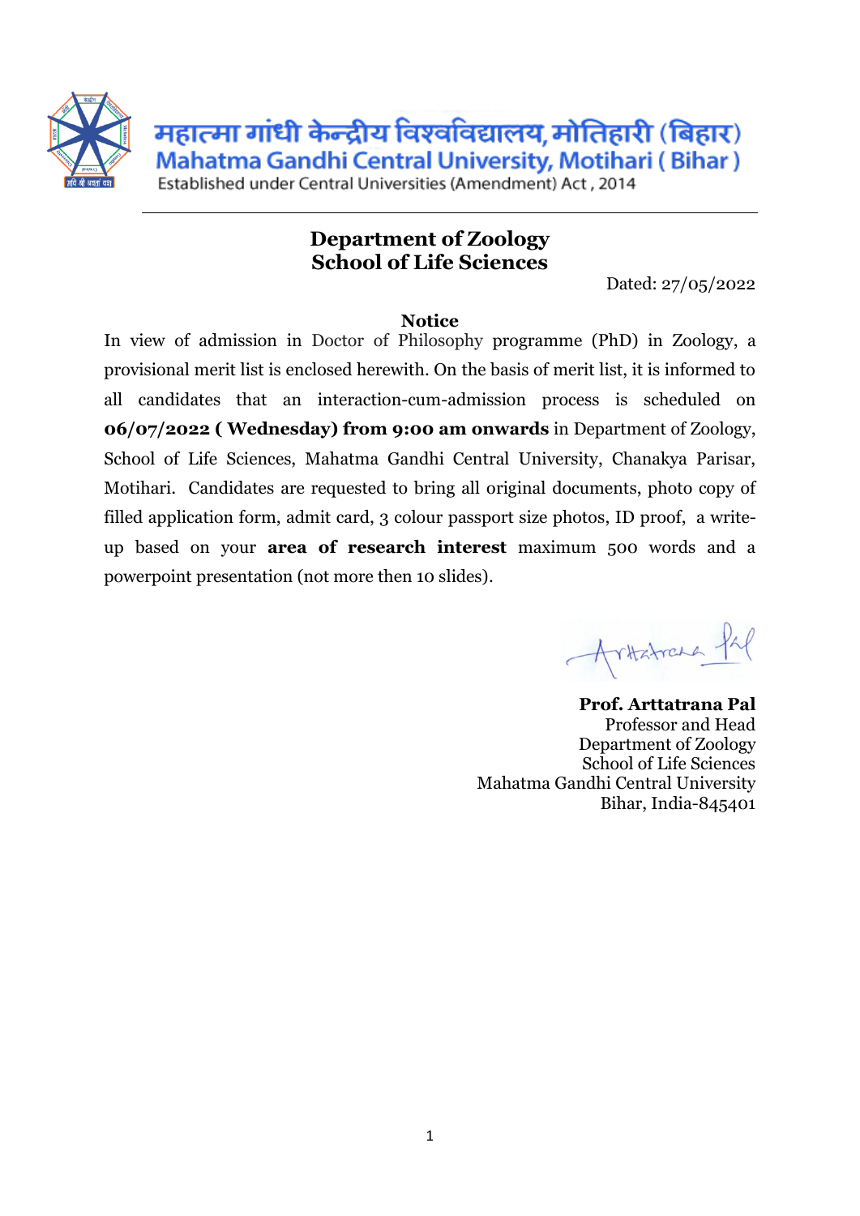महात्मा गांधी केन्द्रीय विश्वविद्यालय, मोतिहारी (बिहार)
Mahatma Gandhi Central University, Motihari ( Bihar )
Established under Central Universities (Amendment) Act , 2014

---

## Department of Zoology
## School of Life Sciences

Dated: 27/05/2022

### Notice

In view of admission in Doctor of Philosophy programme (PhD) in Zoology, a provisional merit list is enclosed herewith. On the basis of merit list, it is informed to all candidates that an interaction-cum-admission process is scheduled on **06/07/2022 ( Wednesday) from 9:00 am onwards** in Department of Zoology, School of Life Sciences, Mahatma Gandhi Central University, Chanakya Parisar, Motihari. Candidates are requested to bring all original documents, photo copy of filled application form, admit card, 3 colour passport size photos, ID proof, a write-up based on your **area of research interest** maximum 500 words and a powerpoint presentation (not more then 10 slides).

**Prof. Arttatrana Pal**
Professor and Head
Department of Zoology
School of Life Sciences
Mahatma Gandhi Central University
Bihar, India-845401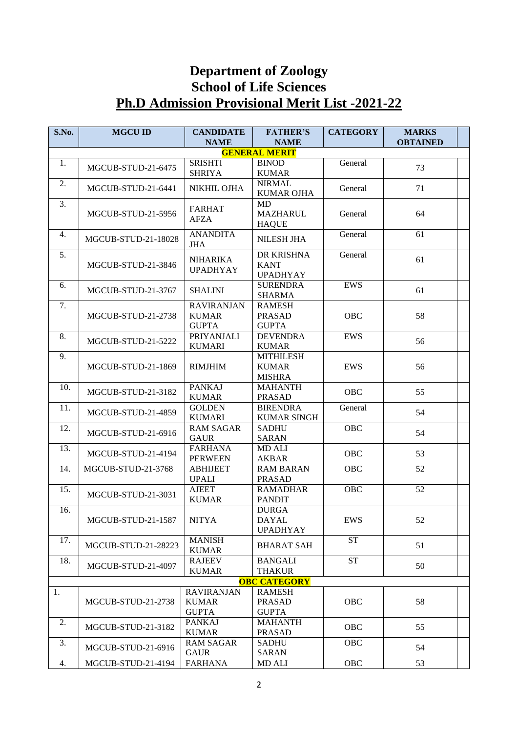# Department of Zoology
# School of Life Sciences
## Ph.D Admission Provisional Merit List -2021-22

| S.No. | MGCU ID | CANDIDATE NAME | FATHER'S NAME | CATEGORY | MARKS OBTAINED | |
|---|---|---|---|---|---|---|
| | | | **GENERAL MERIT** | | | |
| 1. | MGCUB-STUD-21-6475 | SRISHTI SHRIYA | BINOD KUMAR | General | 73 | |
| 2. | MGCUB-STUD-21-6441 | NIKHIL OJHA | NIRMAL KUMAR OJHA | General | 71 | |
| 3. | MGCUB-STUD-21-5956 | FARHAT AFZA | MD MAZHARUL HAQUE | General | 64 | |
| 4. | MGCUB-STUD-21-18028 | ANANDITA JHA | NILESH JHA | General | 61 | |
| 5. | MGCUB-STUD-21-3846 | NIHARIKA UPADHYAY | DR KRISHNA KANT UPADHYAY | General | 61 | |
| 6. | MGCUB-STUD-21-3767 | SHALINI | SURENDRA SHARMA | EWS | 61 | |
| 7. | MGCUB-STUD-21-2738 | RAVIRANJAN KUMAR GUPTA | RAMESH PRASAD GUPTA | OBC | 58 | |
| 8. | MGCUB-STUD-21-5222 | PRIYANJALI KUMARI | DEVENDRA KUMAR | EWS | 56 | |
| 9. | MGCUB-STUD-21-1869 | RIMJHIM | MITHILESH KUMAR MISHRA | EWS | 56 | |
| 10. | MGCUB-STUD-21-3182 | PANKAJ KUMAR | MAHANTH PRASAD | OBC | 55 | |
| 11. | MGCUB-STUD-21-4859 | GOLDEN KUMARI | BIRENDRA KUMAR SINGH | General | 54 | |
| 12. | MGCUB-STUD-21-6916 | RAM SAGAR GAUR | SADHU SARAN | OBC | 54 | |
| 13. | MGCUB-STUD-21-4194 | FARHANA PERWEEN | MD ALI AKBAR | OBC | 53 | |
| 14. | MGCUB-STUD-21-3768 | ABHIJEET UPALI | RAM BARAN PRASAD | OBC | 52 | |
| 15. | MGCUB-STUD-21-3031 | AJEET KUMAR | RAMADHAR PANDIT | OBC | 52 | |
| 16. | MGCUB-STUD-21-1587 | NITYA | DURGA DAYAL UPADHYAY | EWS | 52 | |
| 17. | MGCUB-STUD-21-28223 | MANISH KUMAR | BHARAT SAH | ST | 51 | |
| 18. | MGCUB-STUD-21-4097 | RAJEEV KUMAR | BANGALI THAKUR | ST | 50 | |
| | | | **OBC CATEGORY** | | | |
| 1. | MGCUB-STUD-21-2738 | RAVIRANJAN KUMAR GUPTA | RAMESH PRASAD GUPTA | OBC | 58 | |
| 2. | MGCUB-STUD-21-3182 | PANKAJ KUMAR | MAHANTH PRASAD | OBC | 55 | |
| 3. | MGCUB-STUD-21-6916 | RAM SAGAR GAUR | SADHU SARAN | OBC | 54 | |
| 4. | MGCUB-STUD-21-4194 | FARHANA | MD ALI | OBC | 53 | |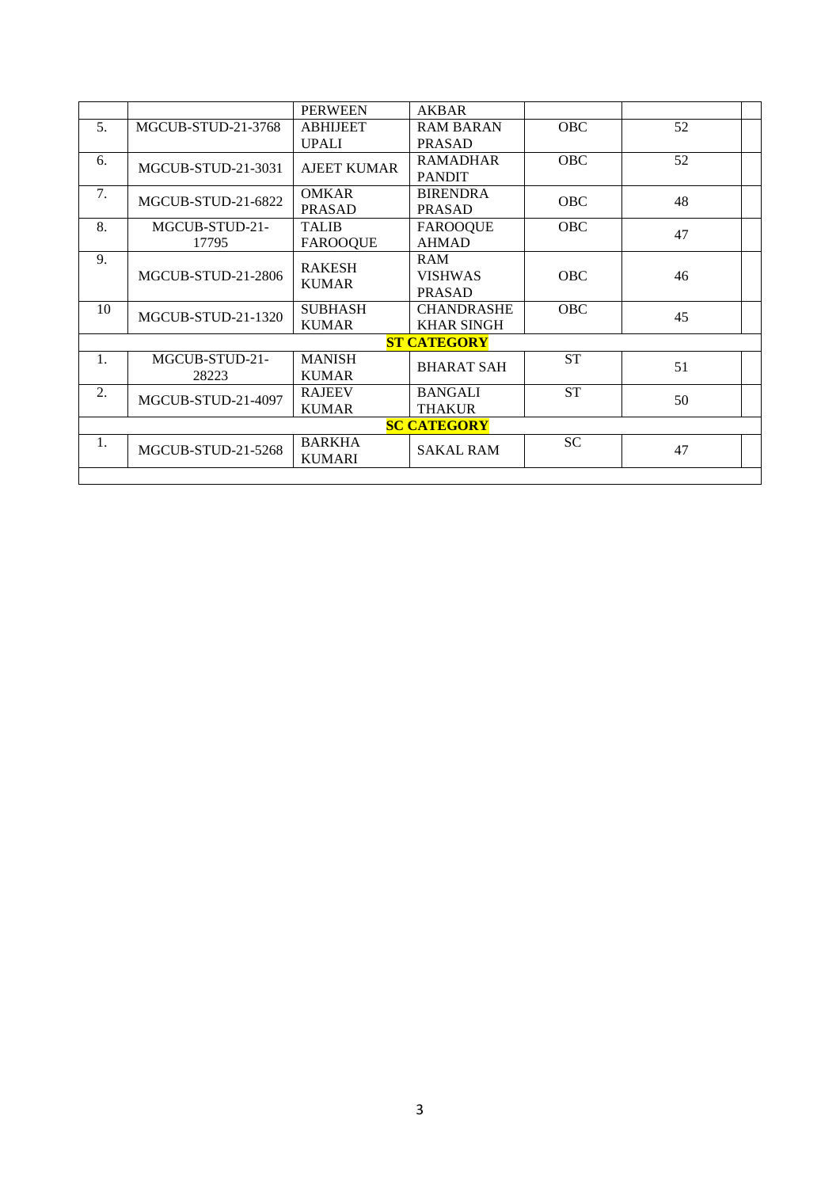| | | | | | | |
|---|---|---|---|---|---|---|
| | | PERWEEN | AKBAR | | | |
| 5. | MGCUB-STUD-21-3768 | ABHIJEET UPALI | RAM BARAN PRASAD | OBC | 52 | |
| 6. | MGCUB-STUD-21-3031 | AJEET KUMAR | RAMADHAR PANDIT | OBC | 52 | |
| 7. | MGCUB-STUD-21-6822 | OMKAR PRASAD | BIRENDRA PRASAD | OBC | 48 | |
| 8. | MGCUB-STUD-21-17795 | TALIB FAROOQUE | FAROOQUE AHMAD | OBC | 47 | |
| 9. | MGCUB-STUD-21-2806 | RAKESH KUMAR | RAM VISHWAS PRASAD | OBC | 46 | |
| 10 | MGCUB-STUD-21-1320 | SUBHASH KUMAR | CHANDRASHE KHAR SINGH | OBC | 45 | |
| **ST CATEGORY** | | | | | | |
| 1. | MGCUB-STUD-21-28223 | MANISH KUMAR | BHARAT SAH | ST | 51 | |
| 2. | MGCUB-STUD-21-4097 | RAJEEV KUMAR | BANGALI THAKUR | ST | 50 | |
| **SC CATEGORY** | | | | | | |
| 1. | MGCUB-STUD-21-5268 | BARKHA KUMARI | SAKAL RAM | SC | 47 | |